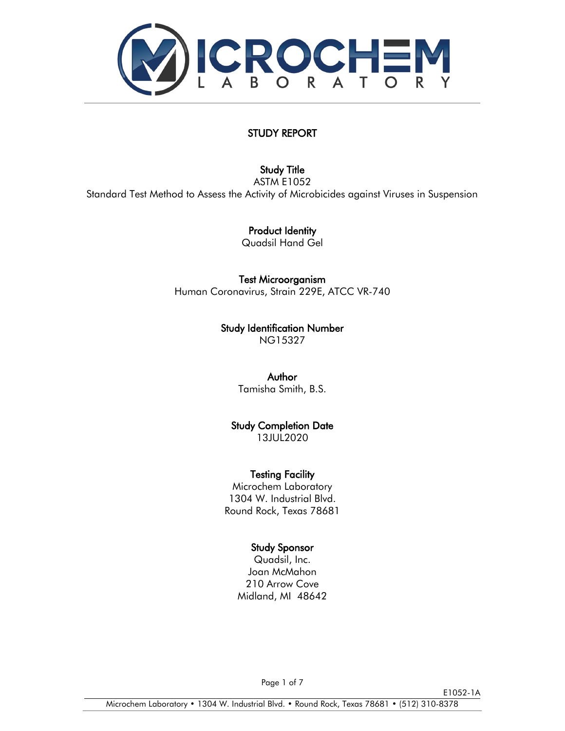# STUDY REPORT

## Study Title

ASTM E1052
Standard Test Method to Assess the Activity of Microbicides against Viruses in Suspension

## Product Identity

Quadsil Hand Gel

## Test Microorganism

Human Coronavirus, Strain 229E, ATCC VR-740

## Study Identification Number

NG15327

## Author

Tamisha Smith, B.S.

## Study Completion Date

13JUL2020

## Testing Facility

Microchem Laboratory
1304 W. Industrial Blvd.
Round Rock, Texas 78681

## Study Sponsor

Quadsil, Inc.
Joan McMahon
210 Arrow Cove
Midland, MI 48642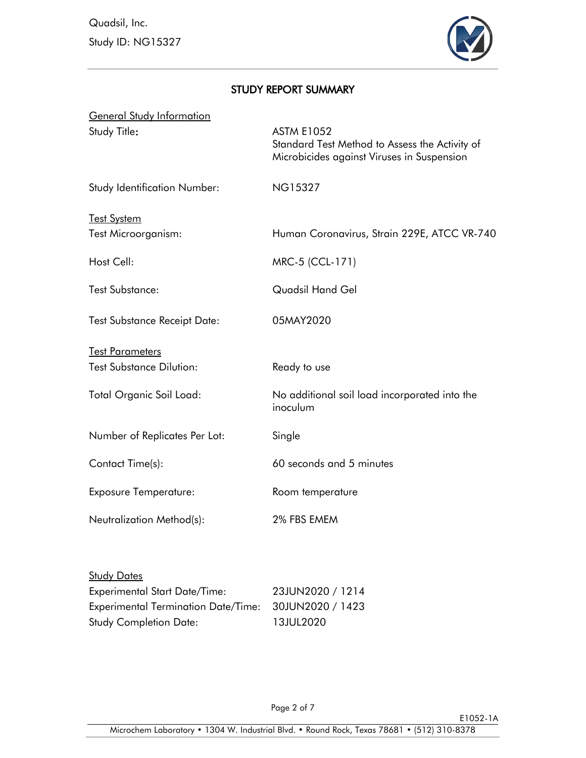# STUDY REPORT SUMMARY

## General Study Information

| | |
|---|---|
| Study Title: | ASTM E1052<br>Standard Test Method to Assess the Activity of Microbicides against Viruses in Suspension |
| Study Identification Number: | NG15327 |

## Test System

| | |
|---|---|
| Test Microorganism: | Human Coronavirus, Strain 229E, ATCC VR-740 |
| Host Cell: | MRC-5 (CCL-171) |
| Test Substance: | Quadsil Hand Gel |
| Test Substance Receipt Date: | 05MAY2020 |

## Test Parameters

| | |
|---|---|
| Test Substance Dilution: | Ready to use |
| Total Organic Soil Load: | No additional soil load incorporated into the inoculum |
| Number of Replicates Per Lot: | Single |
| Contact Time(s): | 60 seconds and 5 minutes |
| Exposure Temperature: | Room temperature |
| Neutralization Method(s): | 2% FBS EMEM |

## Study Dates

| | |
|---|---|
| Experimental Start Date/Time: | 23JUN2020 / 1214 |
| Experimental Termination Date/Time: | 30JUN2020 / 1423 |
| Study Completion Date: | 13JUL2020 |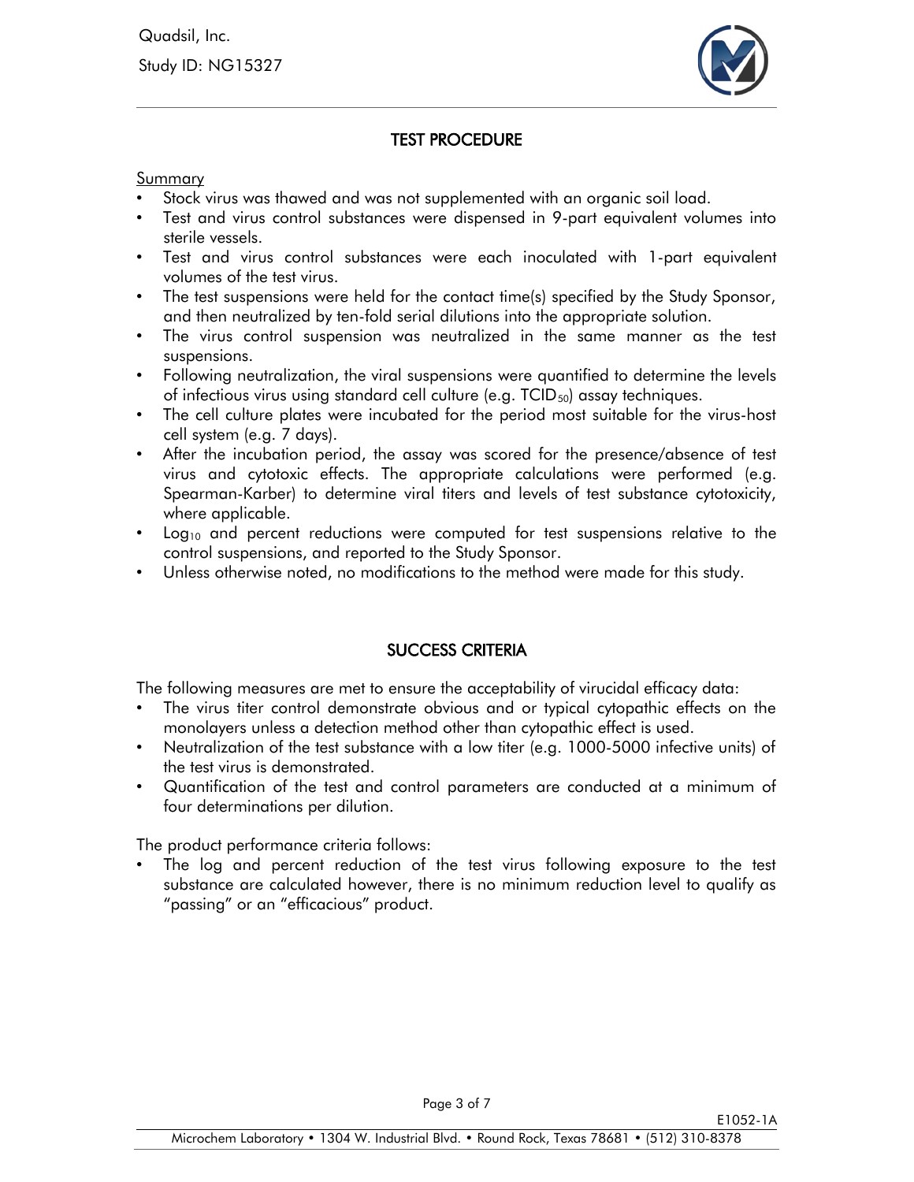## TEST PROCEDURE

Summary

- Stock virus was thawed and was not supplemented with an organic soil load.
- Test and virus control substances were dispensed in 9-part equivalent volumes into sterile vessels.
- Test and virus control substances were each inoculated with 1-part equivalent volumes of the test virus.
- The test suspensions were held for the contact time(s) specified by the Study Sponsor, and then neutralized by ten-fold serial dilutions into the appropriate solution.
- The virus control suspension was neutralized in the same manner as the test suspensions.
- Following neutralization, the viral suspensions were quantified to determine the levels of infectious virus using standard cell culture (e.g. $TCID_{50}$) assay techniques.
- The cell culture plates were incubated for the period most suitable for the virus-host cell system (e.g. 7 days).
- After the incubation period, the assay was scored for the presence/absence of test virus and cytotoxic effects. The appropriate calculations were performed (e.g. Spearman-Karber) to determine viral titers and levels of test substance cytotoxicity, where applicable.
- $Log_{10}$ and percent reductions were computed for test suspensions relative to the control suspensions, and reported to the Study Sponsor.
- Unless otherwise noted, no modifications to the method were made for this study.

## SUCCESS CRITERIA

The following measures are met to ensure the acceptability of virucidal efficacy data:

- The virus titer control demonstrate obvious and or typical cytopathic effects on the monolayers unless a detection method other than cytopathic effect is used.
- Neutralization of the test substance with a low titer (e.g. 1000-5000 infective units) of the test virus is demonstrated.
- Quantification of the test and control parameters are conducted at a minimum of four determinations per dilution.

The product performance criteria follows:

- The log and percent reduction of the test virus following exposure to the test substance are calculated however, there is no minimum reduction level to qualify as "passing" or an "efficacious" product.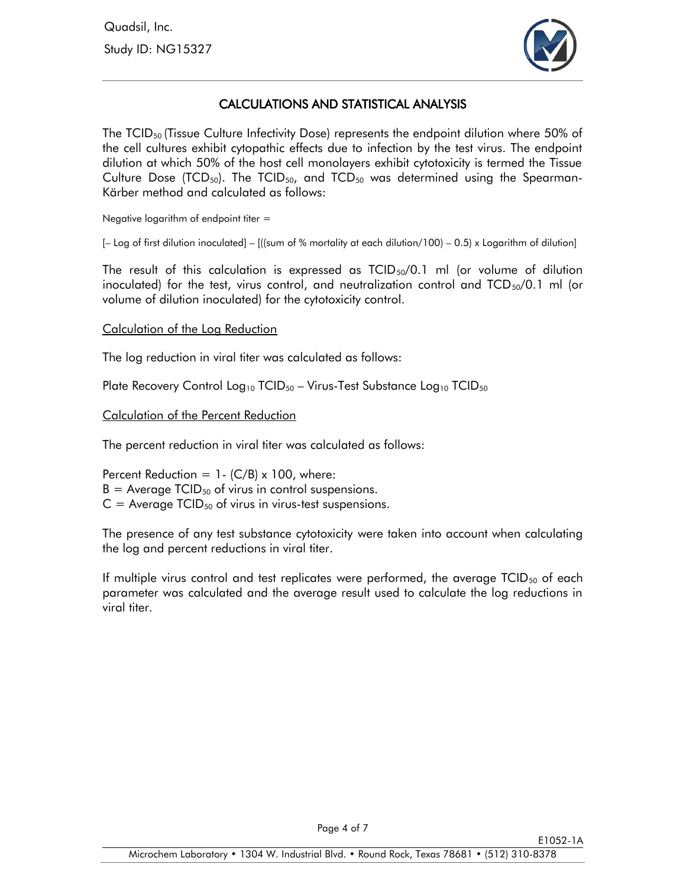## CALCULATIONS AND STATISTICAL ANALYSIS

The $TCID_{50}$ (Tissue Culture Infectivity Dose) represents the endpoint dilution where 50% of the cell cultures exhibit cytopathic effects due to infection by the test virus. The endpoint dilution at which 50% of the host cell monolayers exhibit cytotoxicity is termed the Tissue Culture Dose ($TCD_{50}$). The $TCID_{50}$, and $TCD_{50}$ was determined using the Spearman-Kärber method and calculated as follows:

Negative logarithm of endpoint titer =

[– Log of first dilution inoculated] – [((sum of % mortality at each dilution/100) – 0.5) x Logarithm of dilution]

The result of this calculation is expressed as $TCID_{50}$/0.1 ml (or volume of dilution inoculated) for the test, virus control, and neutralization control and $TCD_{50}$/0.1 ml (or volume of dilution inoculated) for the cytotoxicity control.

Calculation of the Log Reduction

The log reduction in viral titer was calculated as follows:

Plate Recovery Control $Log_{10}$ $TCID_{50}$ – Virus-Test Substance $Log_{10}$ $TCID_{50}$

Calculation of the Percent Reduction

The percent reduction in viral titer was calculated as follows:

Percent Reduction = 1- (C/B) x 100, where:
B = Average $TCID_{50}$ of virus in control suspensions.
C = Average $TCID_{50}$ of virus in virus-test suspensions.

The presence of any test substance cytotoxicity were taken into account when calculating the log and percent reductions in viral titer.

If multiple virus control and test replicates were performed, the average $TCID_{50}$ of each parameter was calculated and the average result used to calculate the log reductions in viral titer.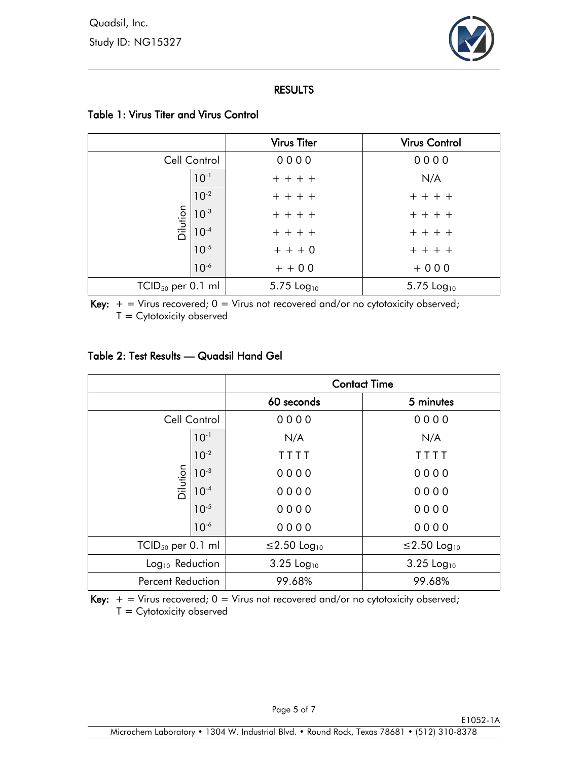## RESULTS

### Table 1: Virus Titer and Virus Control

| | | Virus Titer | Virus Control |
|---|---|---|---|
| Cell Control | | 0 0 0 0 | 0 0 0 0 |
| Dilution | $10^{-1}$ | + + + + | N/A |
| | $10^{-2}$ | + + + + | + + + + |
| | $10^{-3}$ | + + + + | + + + + |
| | $10^{-4}$ | + + + + | + + + + |
| | $10^{-5}$ | + + + 0 | + + + + |
| | $10^{-6}$ | + + 0 0 | + 0 0 0 |
| $TCID_{50}$ per 0.1 ml | | 5.75 $Log_{10}$ | 5.75 $Log_{10}$ |

**Key:** + = Virus recovered; 0 = Virus not recovered and/or no cytotoxicity observed; T = Cytotoxicity observed

### Table 2: Test Results — Quadsil Hand Gel

| | | Contact Time | |
|---|---|---|---|
| | | 60 seconds | 5 minutes |
| Cell Control | | 0 0 0 0 | 0 0 0 0 |
| Dilution | $10^{-1}$ | N/A | N/A |
| | $10^{-2}$ | T T T T | T T T T |
| | $10^{-3}$ | 0 0 0 0 | 0 0 0 0 |
| | $10^{-4}$ | 0 0 0 0 | 0 0 0 0 |
| | $10^{-5}$ | 0 0 0 0 | 0 0 0 0 |
| | $10^{-6}$ | 0 0 0 0 | 0 0 0 0 |
| $TCID_{50}$ per 0.1 ml | | ≤2.50 $Log_{10}$ | ≤2.50 $Log_{10}$ |
| $Log_{10}$ Reduction | | 3.25 $Log_{10}$ | 3.25 $Log_{10}$ |
| Percent Reduction | | 99.68% | 99.68% |

**Key:** + = Virus recovered; 0 = Virus not recovered and/or no cytotoxicity observed; T = Cytotoxicity observed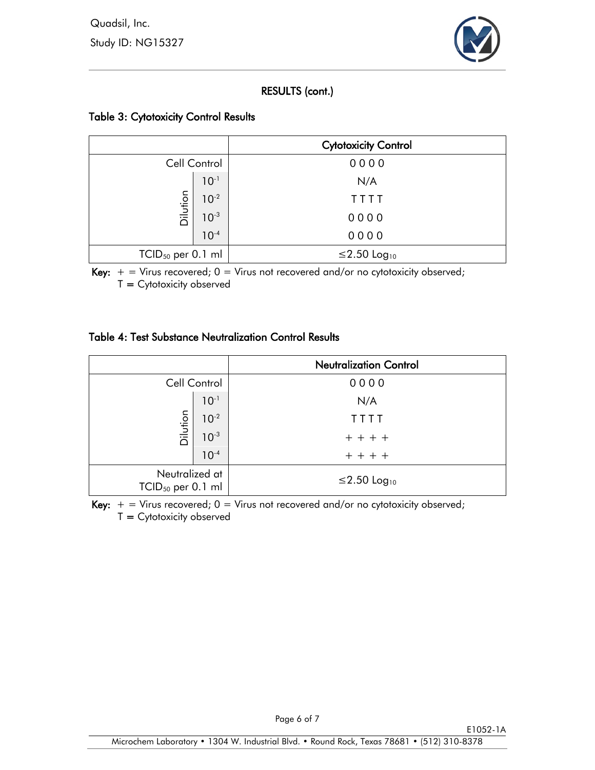## RESULTS (cont.)

### Table 3: Cytotoxicity Control Results

| | | Cytotoxicity Control |
|---|---|---|
| Cell Control | | 0 0 0 0 |
| Dilution | $10^{-1}$ | N/A |
| | $10^{-2}$ | T T T T |
| | $10^{-3}$ | 0 0 0 0 |
| | $10^{-4}$ | 0 0 0 0 |
| $TCID_{50}$ per 0.1 ml | | $\leq$2.50 $Log_{10}$ |

**Key:** + = Virus recovered; 0 = Virus not recovered and/or no cytotoxicity observed; T = Cytotoxicity observed

### Table 4: Test Substance Neutralization Control Results

| | | Neutralization Control |
|---|---|---|
| Cell Control | | 0 0 0 0 |
| Dilution | $10^{-1}$ | N/A |
| | $10^{-2}$ | T T T T |
| | $10^{-3}$ | + + + + |
| | $10^{-4}$ | + + + + |
| Neutralized at $TCID_{50}$ per 0.1 ml | | $\leq$2.50 $Log_{10}$ |

**Key:** + = Virus recovered; 0 = Virus not recovered and/or no cytotoxicity observed; T = Cytotoxicity observed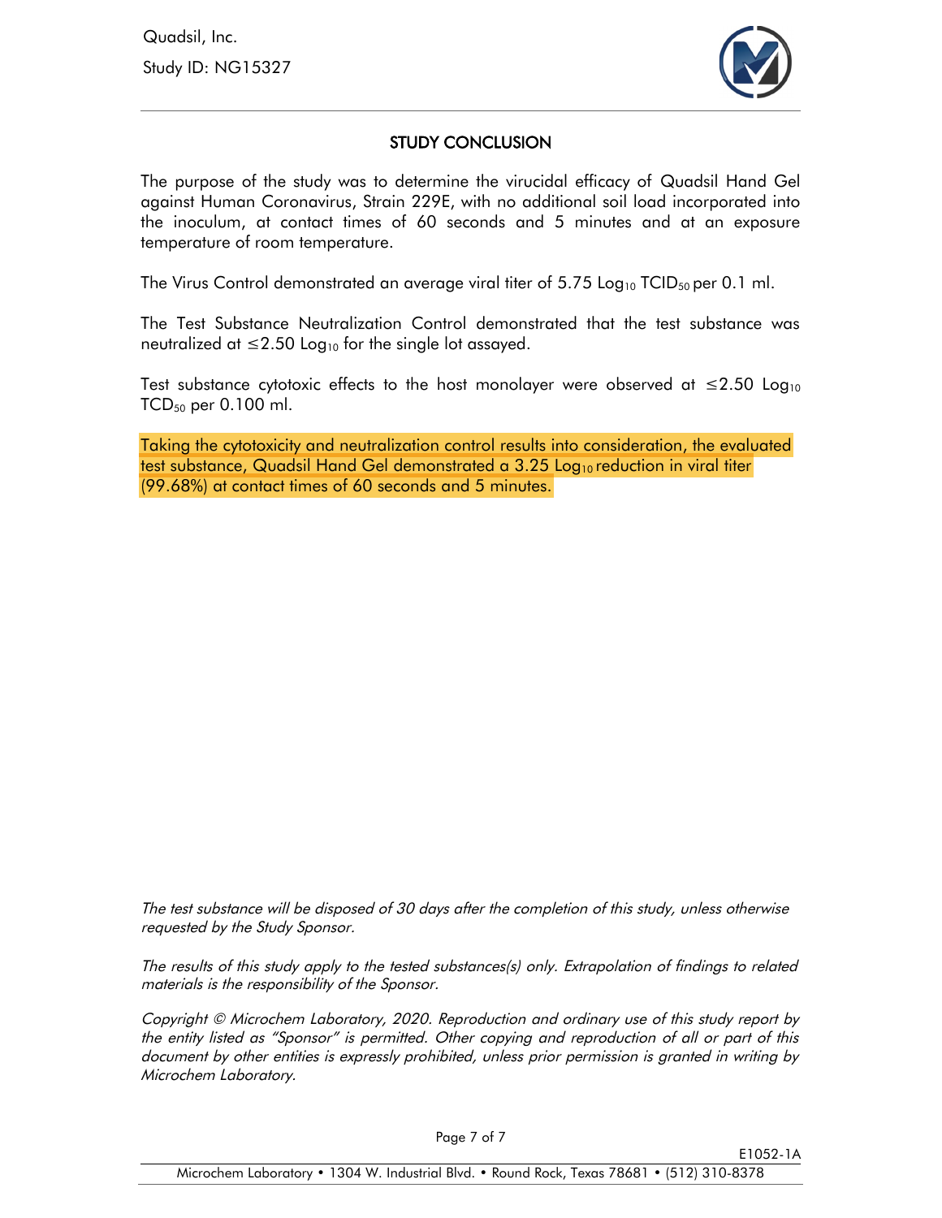## STUDY CONCLUSION

The purpose of the study was to determine the virucidal efficacy of Quadsil Hand Gel against Human Coronavirus, Strain 229E, with no additional soil load incorporated into the inoculum, at contact times of 60 seconds and 5 minutes and at an exposure temperature of room temperature.

The Virus Control demonstrated an average viral titer of 5.75 $Log_{10}$ $TCID_{50}$ per 0.1 ml.

The Test Substance Neutralization Control demonstrated that the test substance was neutralized at ≤2.50 $Log_{10}$ for the single lot assayed.

Test substance cytotoxic effects to the host monolayer were observed at ≤2.50 $Log_{10}$ $TCD_{50}$ per 0.100 ml.

Taking the cytotoxicity and neutralization control results into consideration, the evaluated test substance, Quadsil Hand Gel demonstrated a 3.25 $Log_{10}$ reduction in viral titer (99.68%) at contact times of 60 seconds and 5 minutes.

*The test substance will be disposed of 30 days after the completion of this study, unless otherwise requested by the Study Sponsor.*

*The results of this study apply to the tested substances(s) only. Extrapolation of findings to related materials is the responsibility of the Sponsor.*

*Copyright © Microchem Laboratory, 2020. Reproduction and ordinary use of this study report by the entity listed as "Sponsor" is permitted. Other copying and reproduction of all or part of this document by other entities is expressly prohibited, unless prior permission is granted in writing by Microchem Laboratory.*